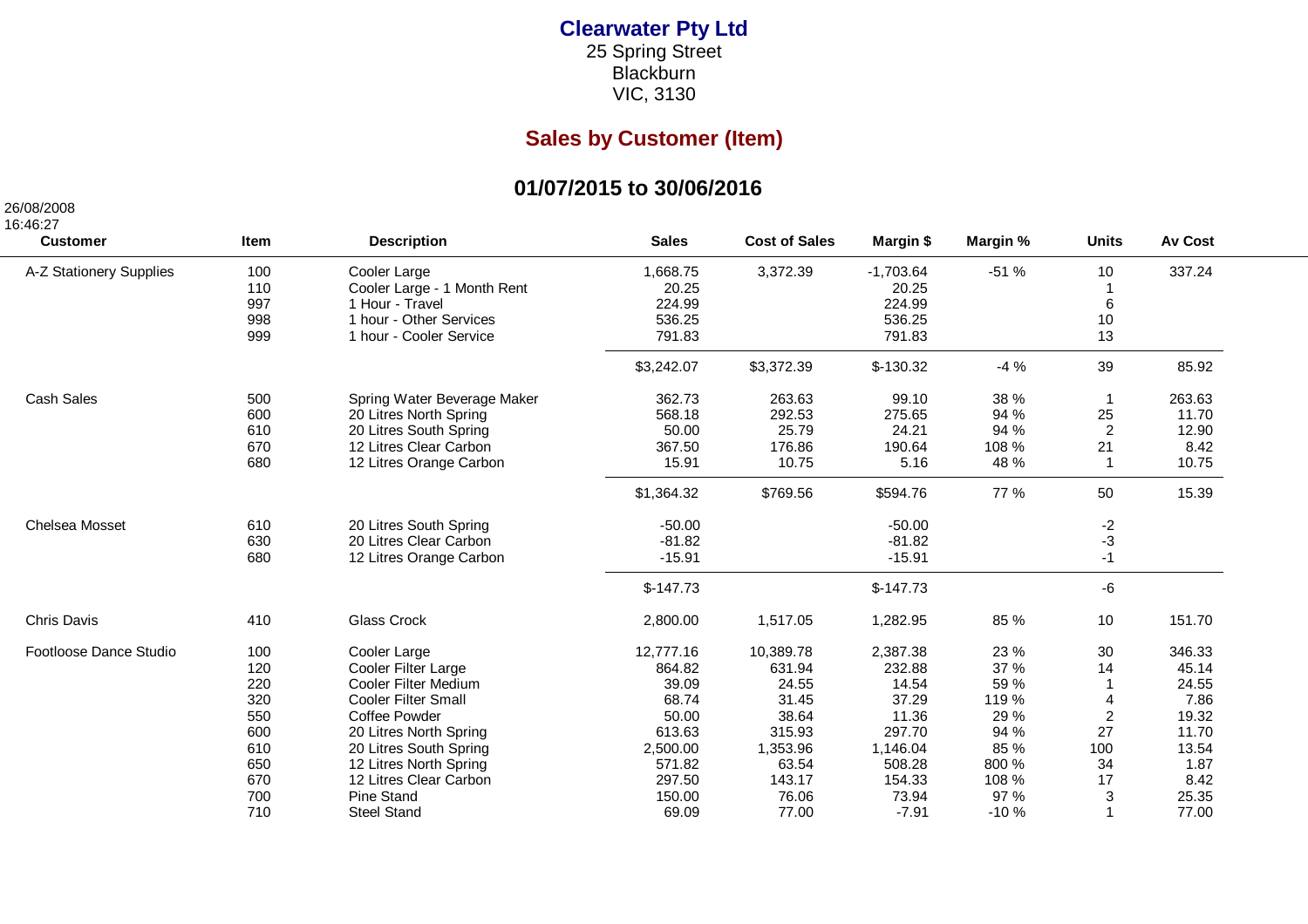# Clearwater Pty Ltd

25 Spring Street
Blackburn
VIC, 3130

## Sales by Customer (Item)

### 01/07/2015 to 30/06/2016

26/08/2008
16:46:27

| Customer | Item | Description | Sales | Cost of Sales | Margin $ | Margin % | Units | Av Cost |
|---|---|---|---|---|---|---|---|---|
| A-Z Stationery Supplies | 100 | Cooler Large | 1,668.75 | 3,372.39 | -1,703.64 | -51 % | 10 | 337.24 |
| | 110 | Cooler Large - 1 Month Rent | 20.25 | | 20.25 | | 1 | |
| | 997 | 1 Hour - Travel | 224.99 | | 224.99 | | 6 | |
| | 998 | 1 hour - Other Services | 536.25 | | 536.25 | | 10 | |
| | 999 | 1 hour - Cooler Service | 791.83 | | 791.83 | | 13 | |
| | | | $3,242.07 | $3,372.39 | $-130.32 | -4 % | 39 | 85.92 |
| Cash Sales | 500 | Spring Water Beverage Maker | 362.73 | 263.63 | 99.10 | 38 % | 1 | 263.63 |
| | 600 | 20 Litres North Spring | 568.18 | 292.53 | 275.65 | 94 % | 25 | 11.70 |
| | 610 | 20 Litres South Spring | 50.00 | 25.79 | 24.21 | 94 % | 2 | 12.90 |
| | 670 | 12 Litres Clear Carbon | 367.50 | 176.86 | 190.64 | 108 % | 21 | 8.42 |
| | 680 | 12 Litres Orange Carbon | 15.91 | 10.75 | 5.16 | 48 % | 1 | 10.75 |
| | | | $1,364.32 | $769.56 | $594.76 | 77 % | 50 | 15.39 |
| Chelsea Mosset | 610 | 20 Litres South Spring | -50.00 | | -50.00 | | -2 | |
| | 630 | 20 Litres Clear Carbon | -81.82 | | -81.82 | | -3 | |
| | 680 | 12 Litres Orange Carbon | -15.91 | | -15.91 | | -1 | |
| | | | $-147.73 | | $-147.73 | | -6 | |
| Chris Davis | 410 | Glass Crock | 2,800.00 | 1,517.05 | 1,282.95 | 85 % | 10 | 151.70 |
| Footloose Dance Studio | 100 | Cooler Large | 12,777.16 | 10,389.78 | 2,387.38 | 23 % | 30 | 346.33 |
| | 120 | Cooler Filter Large | 864.82 | 631.94 | 232.88 | 37 % | 14 | 45.14 |
| | 220 | Cooler Filter Medium | 39.09 | 24.55 | 14.54 | 59 % | 1 | 24.55 |
| | 320 | Cooler Filter Small | 68.74 | 31.45 | 37.29 | 119 % | 4 | 7.86 |
| | 550 | Coffee Powder | 50.00 | 38.64 | 11.36 | 29 % | 2 | 19.32 |
| | 600 | 20 Litres North Spring | 613.63 | 315.93 | 297.70 | 94 % | 27 | 11.70 |
| | 610 | 20 Litres South Spring | 2,500.00 | 1,353.96 | 1,146.04 | 85 % | 100 | 13.54 |
| | 650 | 12 Litres North Spring | 571.82 | 63.54 | 508.28 | 800 % | 34 | 1.87 |
| | 670 | 12 Litres Clear Carbon | 297.50 | 143.17 | 154.33 | 108 % | 17 | 8.42 |
| | 700 | Pine Stand | 150.00 | 76.06 | 73.94 | 97 % | 3 | 25.35 |
| | 710 | Steel Stand | 69.09 | 77.00 | -7.91 | -10 % | 1 | 77.00 |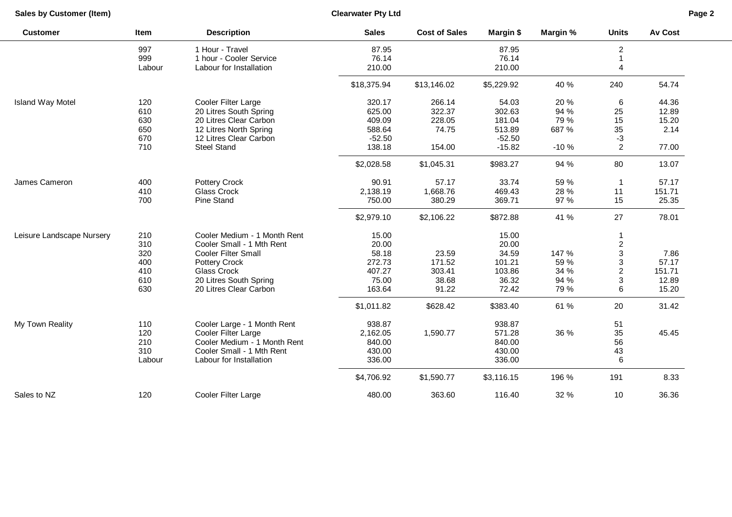| Customer | Item | Description | Sales | Cost of Sales | Margin $ | Margin % | Units | Av Cost |
|---|---|---|---|---|---|---|---|---|
| | 997 | 1 Hour - Travel | 87.95 | | 87.95 | | 2 | |
| | 999 | 1 hour - Cooler Service | 76.14 | | 76.14 | | 1 | |
| | Labour | Labour for Installation | 210.00 | | 210.00 | | 4 | |
| | | | $18,375.94 | $13,146.02 | $5,229.92 | 40 % | 240 | 54.74 |
| Island Way Motel | 120 | Cooler Filter Large | 320.17 | 266.14 | 54.03 | 20 % | 6 | 44.36 |
| | 610 | 20 Litres South Spring | 625.00 | 322.37 | 302.63 | 94 % | 25 | 12.89 |
| | 630 | 20 Litres Clear Carbon | 409.09 | 228.05 | 181.04 | 79 % | 15 | 15.20 |
| | 650 | 12 Litres North Spring | 588.64 | 74.75 | 513.89 | 687 % | 35 | 2.14 |
| | 670 | 12 Litres Clear Carbon | -52.50 | | -52.50 | | -3 | |
| | 710 | Steel Stand | 138.18 | 154.00 | -15.82 | -10 % | 2 | 77.00 |
| | | | $2,028.58 | $1,045.31 | $983.27 | 94 % | 80 | 13.07 |
| James Cameron | 400 | Pottery Crock | 90.91 | 57.17 | 33.74 | 59 % | 1 | 57.17 |
| | 410 | Glass Crock | 2,138.19 | 1,668.76 | 469.43 | 28 % | 11 | 151.71 |
| | 700 | Pine Stand | 750.00 | 380.29 | 369.71 | 97 % | 15 | 25.35 |
| | | | $2,979.10 | $2,106.22 | $872.88 | 41 % | 27 | 78.01 |
| Leisure Landscape Nursery | 210 | Cooler Medium - 1 Month Rent | 15.00 | | 15.00 | | 1 | |
| | 310 | Cooler Small - 1 Mth Rent | 20.00 | | 20.00 | | 2 | |
| | 320 | Cooler Filter Small | 58.18 | 23.59 | 34.59 | 147 % | 3 | 7.86 |
| | 400 | Pottery Crock | 272.73 | 171.52 | 101.21 | 59 % | 3 | 57.17 |
| | 410 | Glass Crock | 407.27 | 303.41 | 103.86 | 34 % | 2 | 151.71 |
| | 610 | 20 Litres South Spring | 75.00 | 38.68 | 36.32 | 94 % | 3 | 12.89 |
| | 630 | 20 Litres Clear Carbon | 163.64 | 91.22 | 72.42 | 79 % | 6 | 15.20 |
| | | | $1,011.82 | $628.42 | $383.40 | 61 % | 20 | 31.42 |
| My Town Reality | 110 | Cooler Large - 1 Month Rent | 938.87 | | 938.87 | | 51 | |
| | 120 | Cooler Filter Large | 2,162.05 | 1,590.77 | 571.28 | 36 % | 35 | 45.45 |
| | 210 | Cooler Medium - 1 Month Rent | 840.00 | | 840.00 | | 56 | |
| | 310 | Cooler Small - 1 Mth Rent | 430.00 | | 430.00 | | 43 | |
| | Labour | Labour for Installation | 336.00 | | 336.00 | | 6 | |
| | | | $4,706.92 | $1,590.77 | $3,116.15 | 196 % | 191 | 8.33 |
| Sales to NZ | 120 | Cooler Filter Large | 480.00 | 363.60 | 116.40 | 32 % | 10 | 36.36 |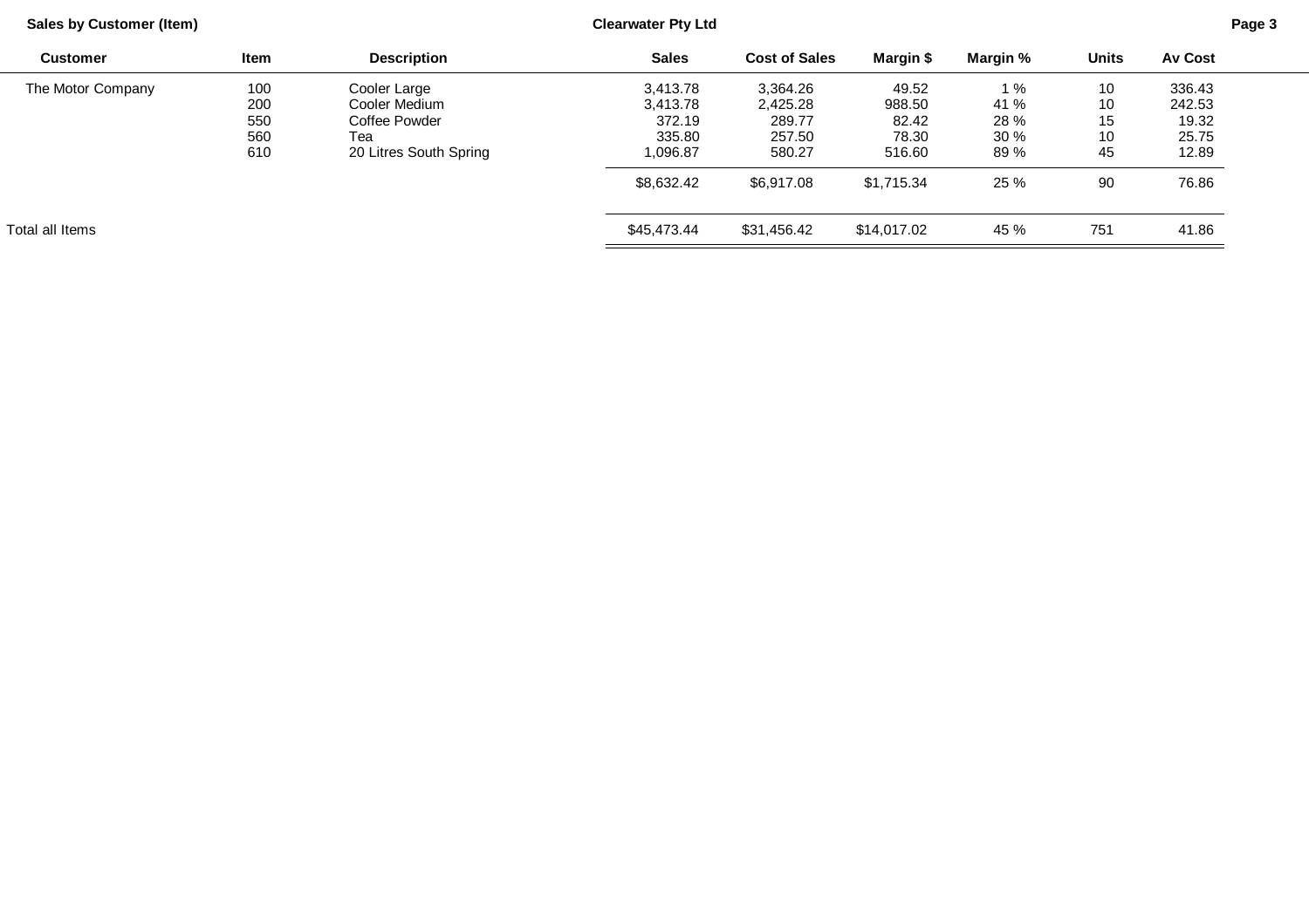| Customer | Item | Description | Sales | Cost of Sales | Margin $ | Margin % | Units | Av Cost |
|---|---|---|---|---|---|---|---|---|
| The Motor Company | 100 | Cooler Large | 3,413.78 | 3,364.26 | 49.52 | 1 % | 10 | 336.43 |
| | 200 | Cooler Medium | 3,413.78 | 2,425.28 | 988.50 | 41 % | 10 | 242.53 |
| | 550 | Coffee Powder | 372.19 | 289.77 | 82.42 | 28 % | 15 | 19.32 |
| | 560 | Tea | 335.80 | 257.50 | 78.30 | 30 % | 10 | 25.75 |
| | 610 | 20 Litres South Spring | 1,096.87 | 580.27 | 516.60 | 89 % | 45 | 12.89 |
| | | | $8,632.42 | $6,917.08 | $1,715.34 | 25 % | 90 | 76.86 |
| Total all Items | | | $45,473.44 | $31,456.42 | $14,017.02 | 45 % | 751 | 41.86 |